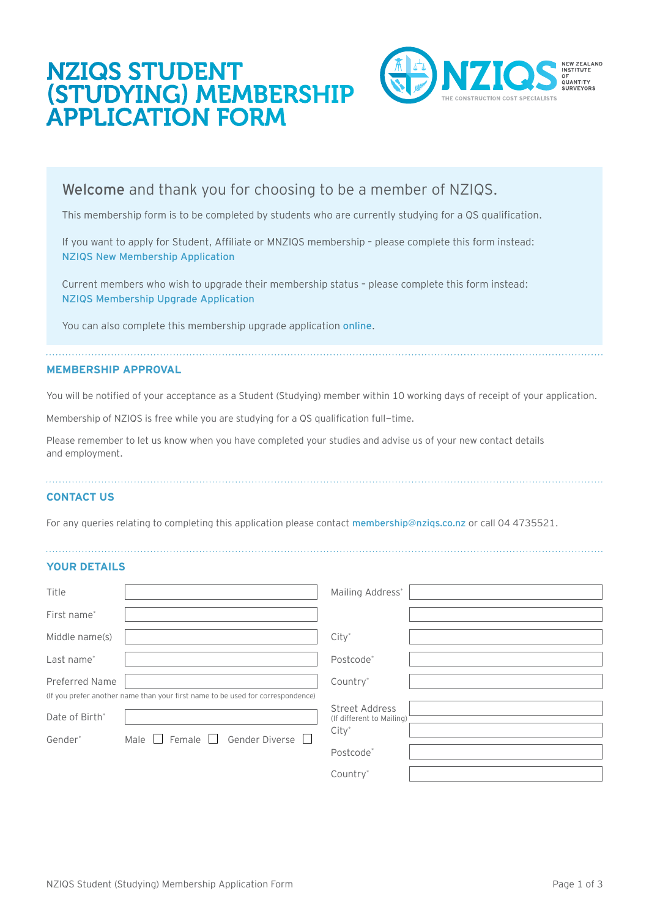# NZIQS STUDENT (STUDYING) MEMBERSHIP APPLICATION FORM

NZIQS NEW ZEALAND INSTITUTE OF QUANTITY SURVEYORS
THE CONSTRUCTION COST SPECIALISTS

## Welcome and thank you for choosing to be a member of NZIQS.

This membership form is to be completed by students who are currently studying for a QS qualification.

If you want to apply for Student, Affiliate or MNZIQS membership – please complete this form instead:
NZIQS New Membership Application

Current members who wish to upgrade their membership status – please complete this form instead:
NZIQS Membership Upgrade Application

You can also complete this membership upgrade application online.

### MEMBERSHIP APPROVAL

You will be notified of your acceptance as a Student (Studying) member within 10 working days of receipt of your application.

Membership of NZIQS is free while you are studying for a QS qualification full–time.

Please remember to let us know when you have completed your studies and advise us of your new contact details and employment.

### CONTACT US

For any queries relating to completing this application please contact membership@nziqs.co.nz or call 04 4735521.

### YOUR DETAILS

| | | | |
|---|---|---|---|
| Title | | Mailing Address* | |
| First name* | | | |
| Middle name(s) | | City* | |
| Last name* | | Postcode* | |
| Preferred Name | | Country* | |
| (If you prefer another name than your first name to be used for correspondence) | | Street Address (If different to Mailing) | |
| Date of Birth* | | City* | |
| Gender* | Male ☐ Female ☐ Gender Diverse ☐ | Postcode* | |
| | | Country* | |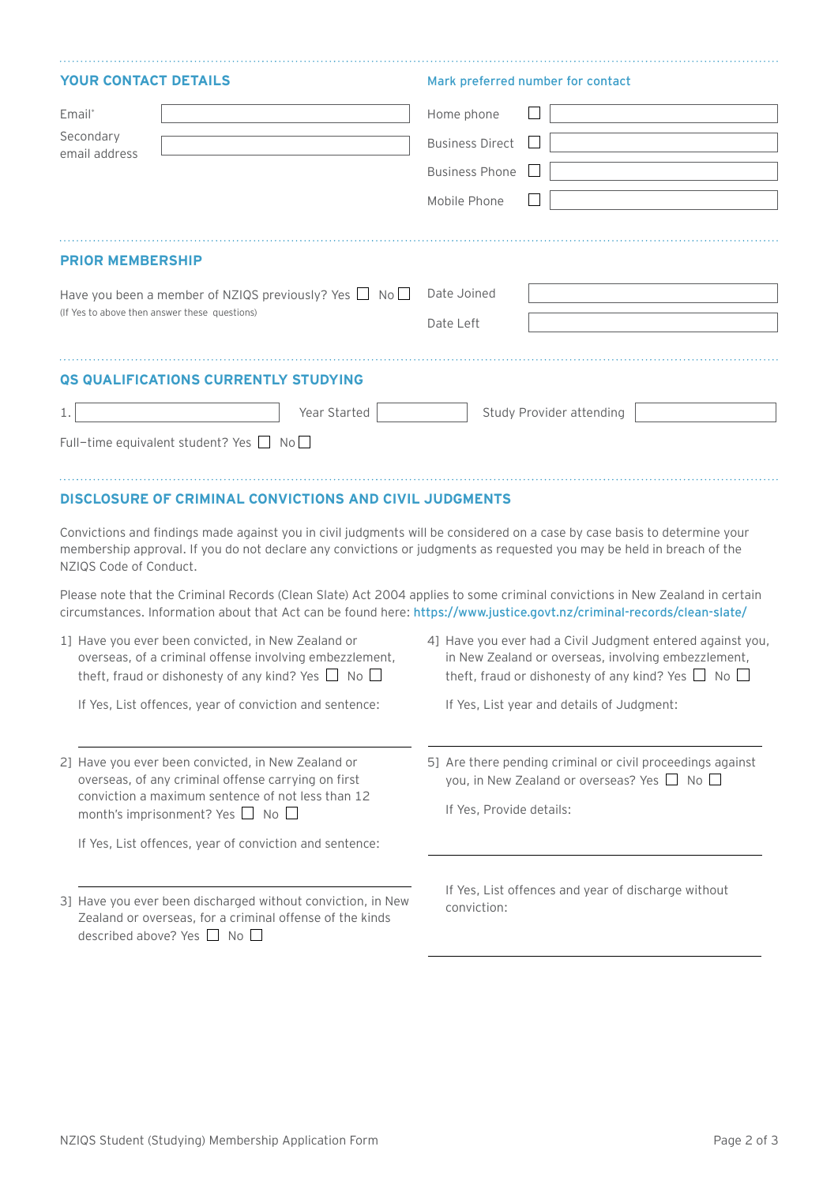## YOUR CONTACT DETAILS

Email*

Secondary email address

Mark preferred number for contact

- ☐ Home phone
- ☐ Business Direct
- ☐ Business Phone
- ☐ Mobile Phone

## PRIOR MEMBERSHIP

Have you been a member of NZIQS previously? Yes ☐ No ☐

(If Yes to above then answer these questions)

Date Joined

Date Left

## QS QUALIFICATIONS CURRENTLY STUDYING

1. Year Started Study Provider attending

Full-time equivalent student? Yes ☐ No ☐

## DISCLOSURE OF CRIMINAL CONVICTIONS AND CIVIL JUDGMENTS

Convictions and findings made against you in civil judgments will be considered on a case by case basis to determine your membership approval. If you do not declare any convictions or judgments as requested you may be held in breach of the NZIQS Code of Conduct.

Please note that the Criminal Records (Clean Slate) Act 2004 applies to some criminal convictions in New Zealand in certain circumstances. Information about that Act can be found here: https://www.justice.govt.nz/criminal-records/clean-slate/

1] Have you ever been convicted, in New Zealand or overseas, of a criminal offense involving embezzlement, theft, fraud or dishonesty of any kind? Yes ☐ No ☐

If Yes, List offences, year of conviction and sentence:

2] Have you ever been convicted, in New Zealand or overseas, of any criminal offense carrying on first conviction a maximum sentence of not less than 12 month's imprisonment? Yes ☐ No ☐

If Yes, List offences, year of conviction and sentence:

3] Have you ever been discharged without conviction, in New Zealand or overseas, for a criminal offense of the kinds described above? Yes ☐ No ☐

If Yes, List offences and year of discharge without conviction:

4] Have you ever had a Civil Judgment entered against you, in New Zealand or overseas, involving embezzlement, theft, fraud or dishonesty of any kind? Yes ☐ No ☐

If Yes, List year and details of Judgment:

5] Are there pending criminal or civil proceedings against you, in New Zealand or overseas? Yes ☐ No ☐

If Yes, Provide details: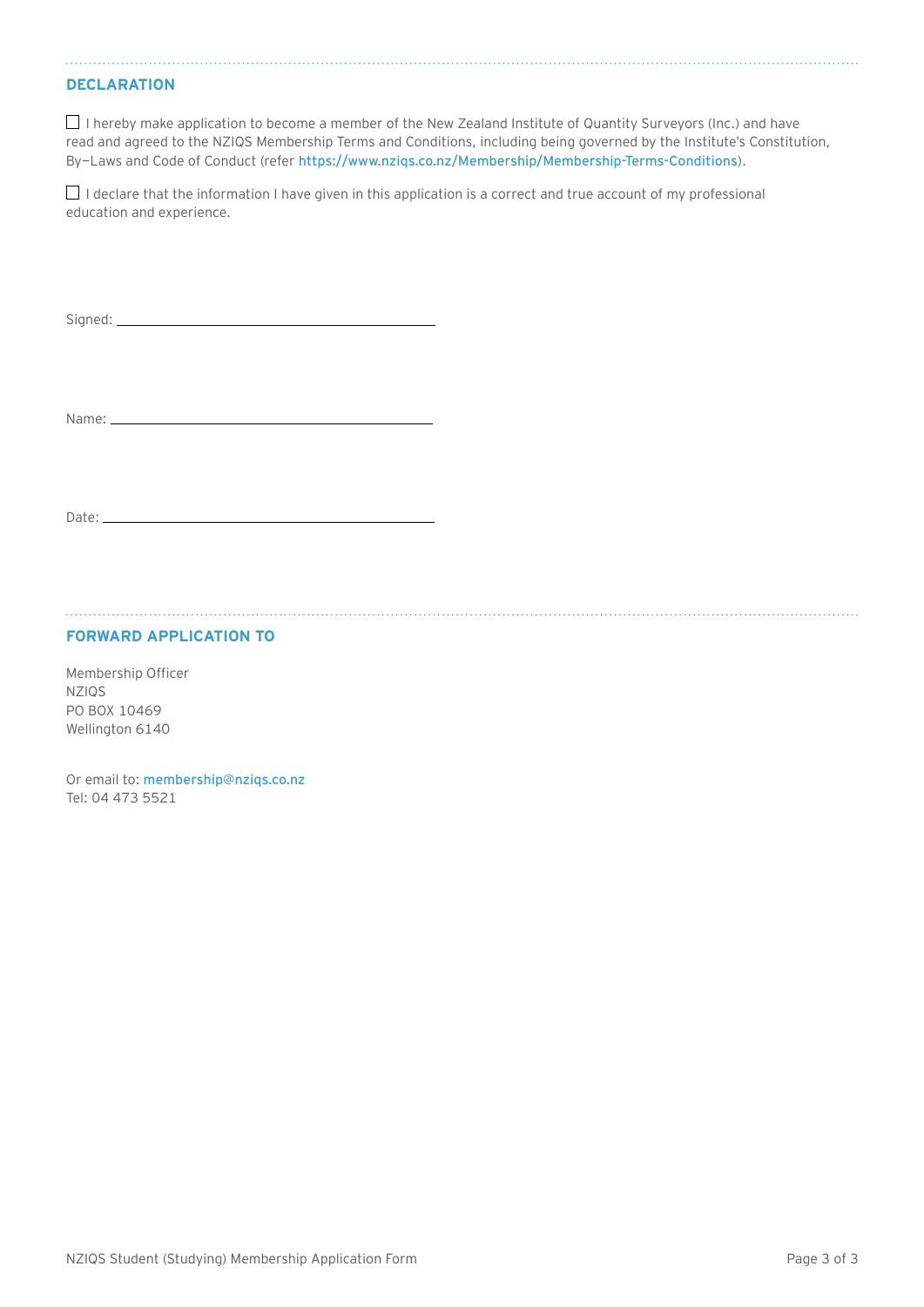## DECLARATION

☐ I hereby make application to become a member of the New Zealand Institute of Quantity Surveyors (Inc.) and have read and agreed to the NZIQS Membership Terms and Conditions, including being governed by the Institute's Constitution, By—Laws and Code of Conduct (refer https://www.nziqs.co.nz/Membership/Membership-Terms-Conditions).

☐ I declare that the information I have given in this application is a correct and true account of my professional education and experience.

Signed: ______________________________

Name: ______________________________

Date: ______________________________

## FORWARD APPLICATION TO

Membership Officer
NZIQS
PO BOX 10469
Wellington 6140

Or email to: membership@nziqs.co.nz
Tel: 04 473 5521